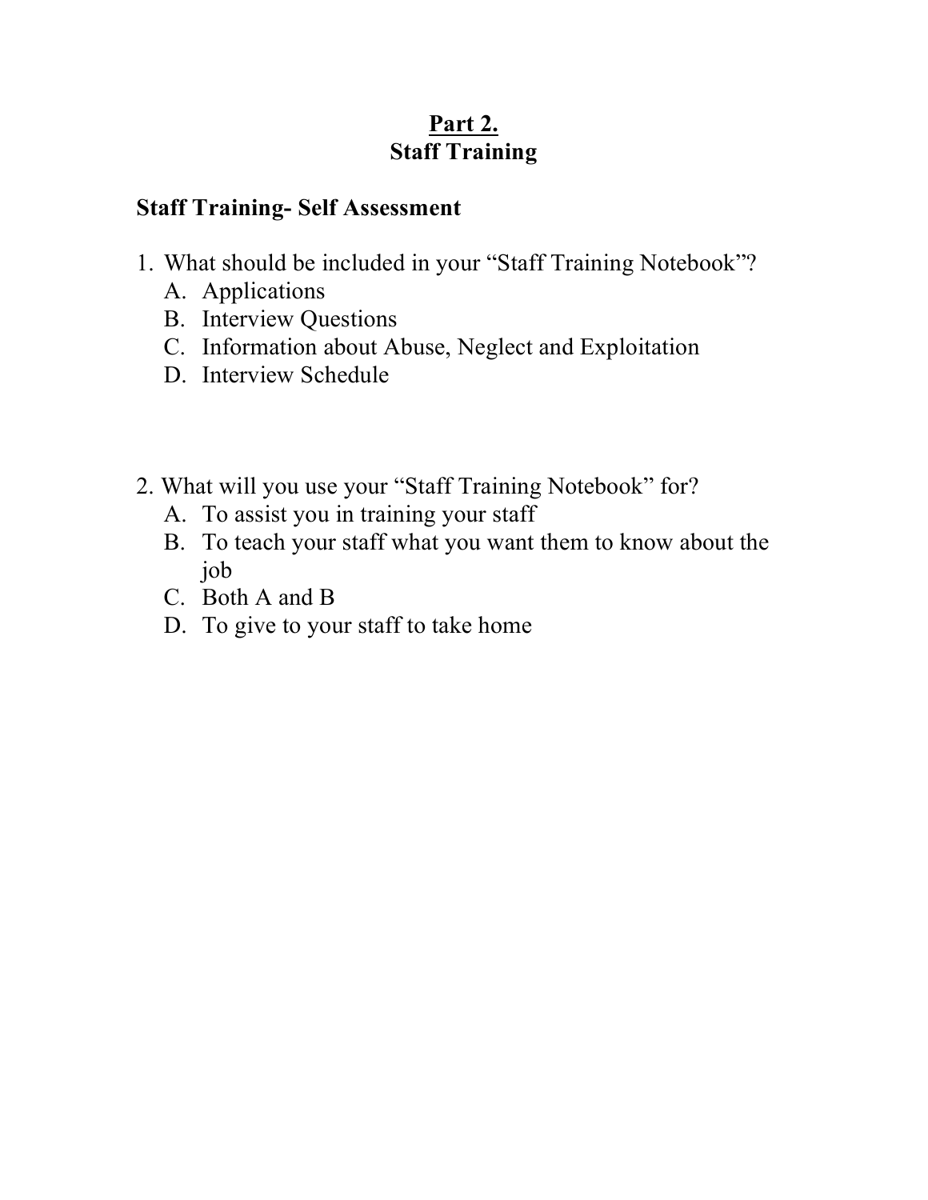# Part 2.
# Staff Training

## Staff Training- Self Assessment

1. What should be included in your "Staff Training Notebook"?
   A. Applications
   B. Interview Questions
   C. Information about Abuse, Neglect and Exploitation
   D. Interview Schedule

2. What will you use your "Staff Training Notebook" for?
   A. To assist you in training your staff
   B. To teach your staff what you want them to know about the job
   C. Both A and B
   D. To give to your staff to take home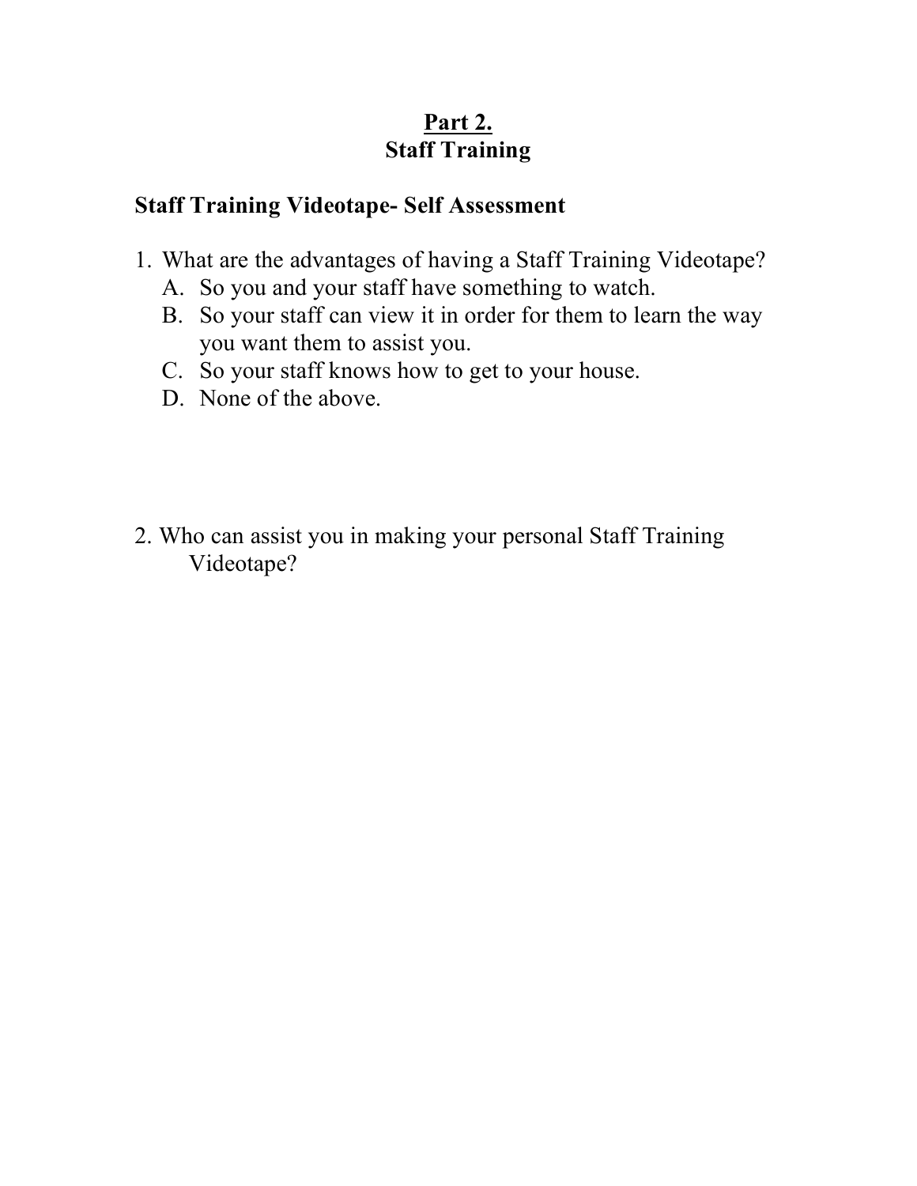## Part 2.
## Staff Training

**Staff Training Videotape- Self Assessment**

1. What are the advantages of having a Staff Training Videotape?
   A. So you and your staff have something to watch.
   B. So your staff can view it in order for them to learn the way you want them to assist you.
   C. So your staff knows how to get to your house.
   D. None of the above.

2. Who can assist you in making your personal Staff Training Videotape?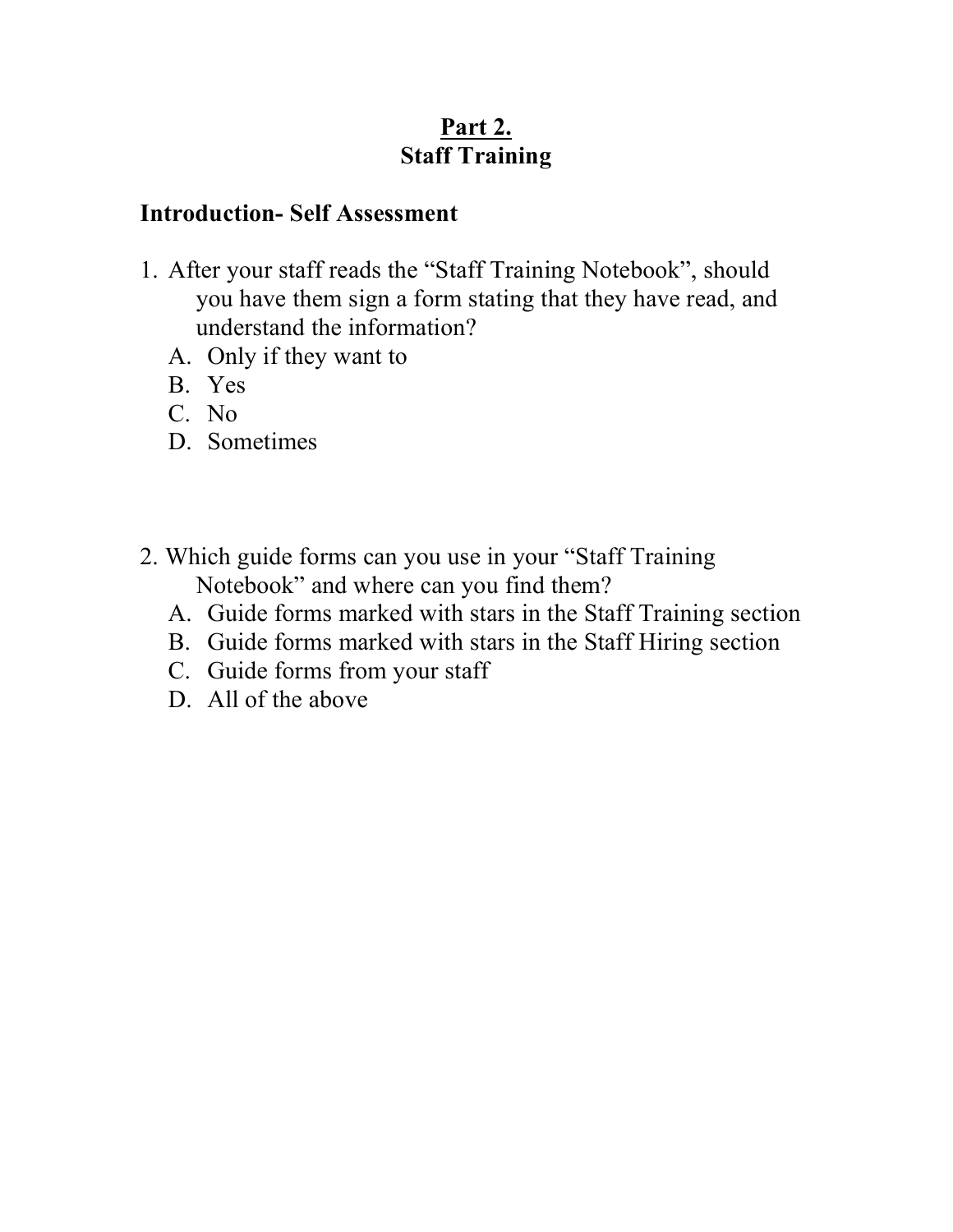## Part 2.
## Staff Training

### Introduction- Self Assessment

1. After your staff reads the “Staff Training Notebook”, should you have them sign a form stating that they have read, and understand the information?
   A. Only if they want to
   B. Yes
   C. No
   D. Sometimes

2. Which guide forms can you use in your “Staff Training Notebook” and where can you find them?
   A. Guide forms marked with stars in the Staff Training section
   B. Guide forms marked with stars in the Staff Hiring section
   C. Guide forms from your staff
   D. All of the above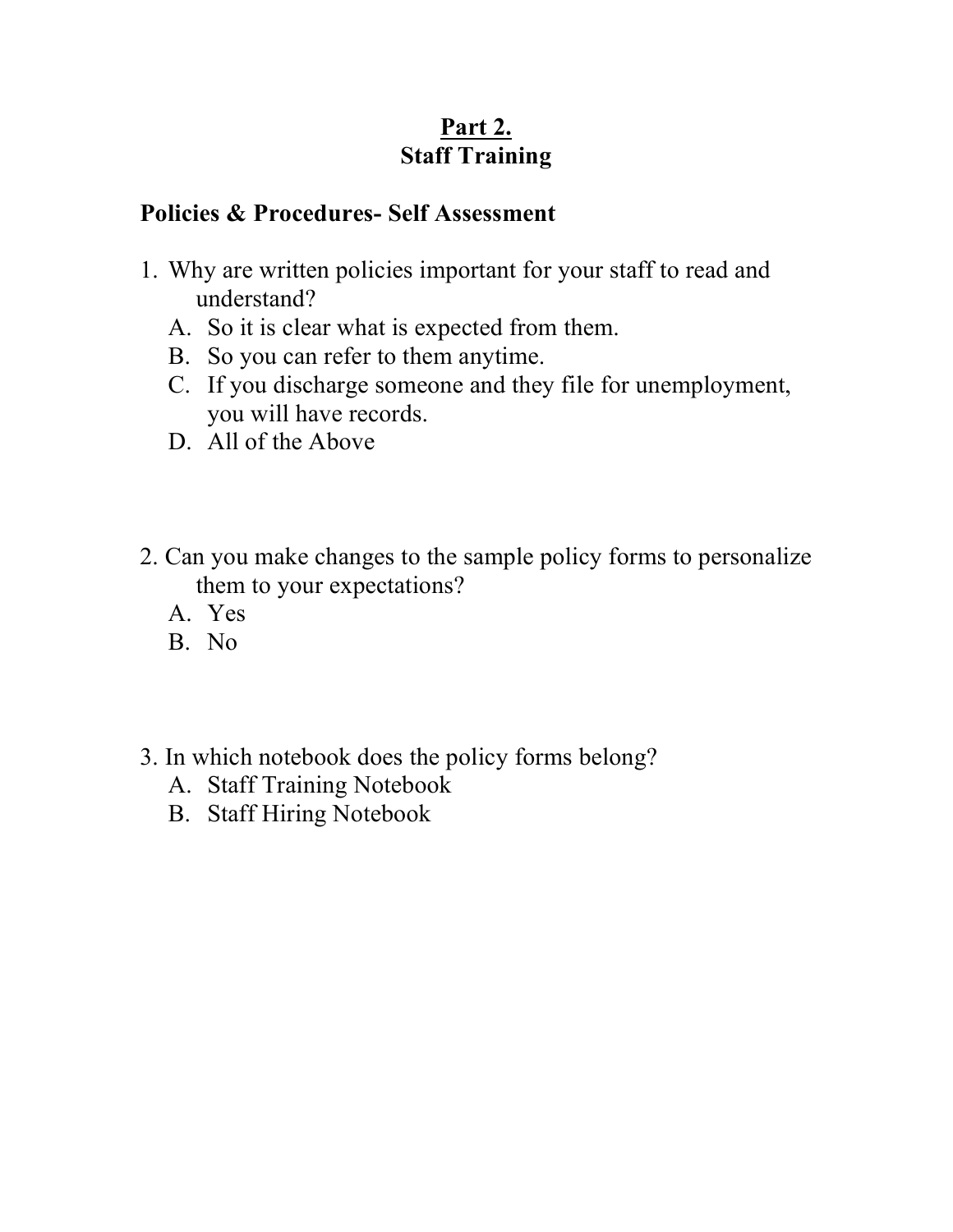## Part 2.
## Staff Training

### Policies & Procedures- Self Assessment

1. Why are written policies important for your staff to read and understand?
   - A. So it is clear what is expected from them.
   - B. So you can refer to them anytime.
   - C. If you discharge someone and they file for unemployment, you will have records.
   - D. All of the Above

2. Can you make changes to the sample policy forms to personalize them to your expectations?
   - A. Yes
   - B. No

3. In which notebook does the policy forms belong?
   - A. Staff Training Notebook
   - B. Staff Hiring Notebook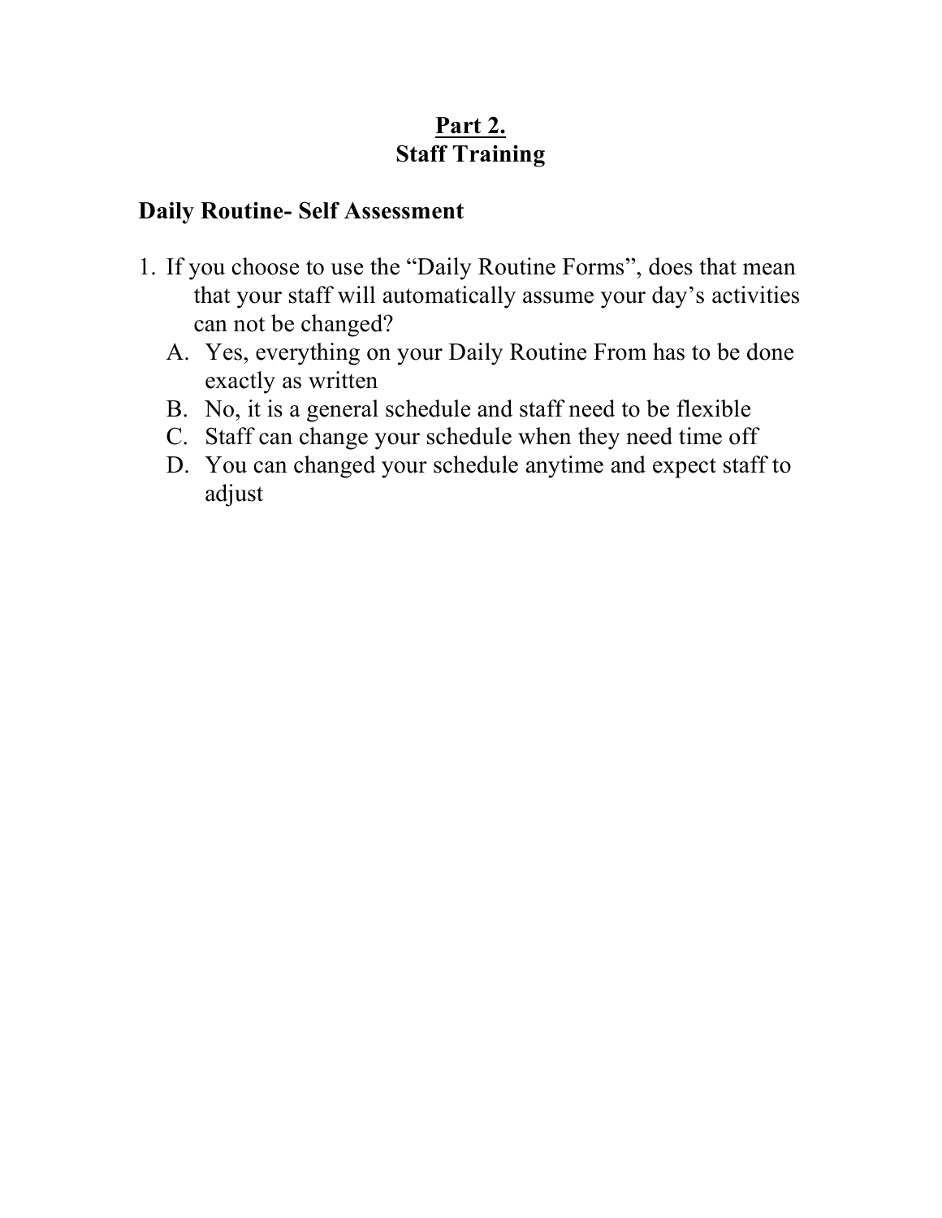## Part 2.
## Staff Training

### Daily Routine- Self Assessment

1. If you choose to use the "Daily Routine Forms", does that mean that your staff will automatically assume your day's activities can not be changed?
   A. Yes, everything on your Daily Routine From has to be done exactly as written
   B. No, it is a general schedule and staff need to be flexible
   C. Staff can change your schedule when they need time off
   D. You can changed your schedule anytime and expect staff to adjust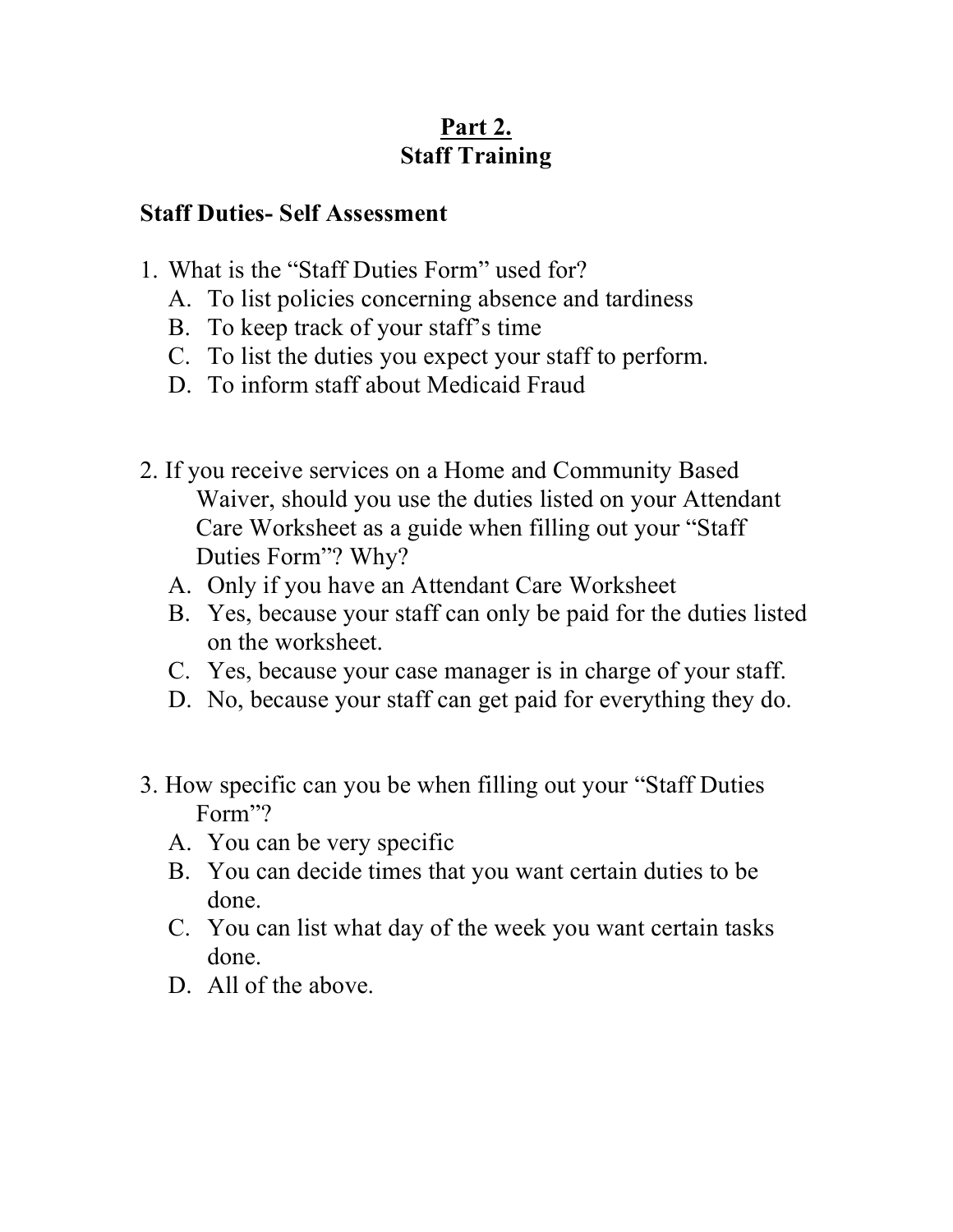# Part 2.
# Staff Training

### Staff Duties- Self Assessment

1. What is the "Staff Duties Form" used for?
   A. To list policies concerning absence and tardiness
   B. To keep track of your staff's time
   C. To list the duties you expect your staff to perform.
   D. To inform staff about Medicaid Fraud

2. If you receive services on a Home and Community Based Waiver, should you use the duties listed on your Attendant Care Worksheet as a guide when filling out your "Staff Duties Form"? Why?
   A. Only if you have an Attendant Care Worksheet
   B. Yes, because your staff can only be paid for the duties listed on the worksheet.
   C. Yes, because your case manager is in charge of your staff.
   D. No, because your staff can get paid for everything they do.

3. How specific can you be when filling out your "Staff Duties Form"?
   A. You can be very specific
   B. You can decide times that you want certain duties to be done.
   C. You can list what day of the week you want certain tasks done.
   D. All of the above.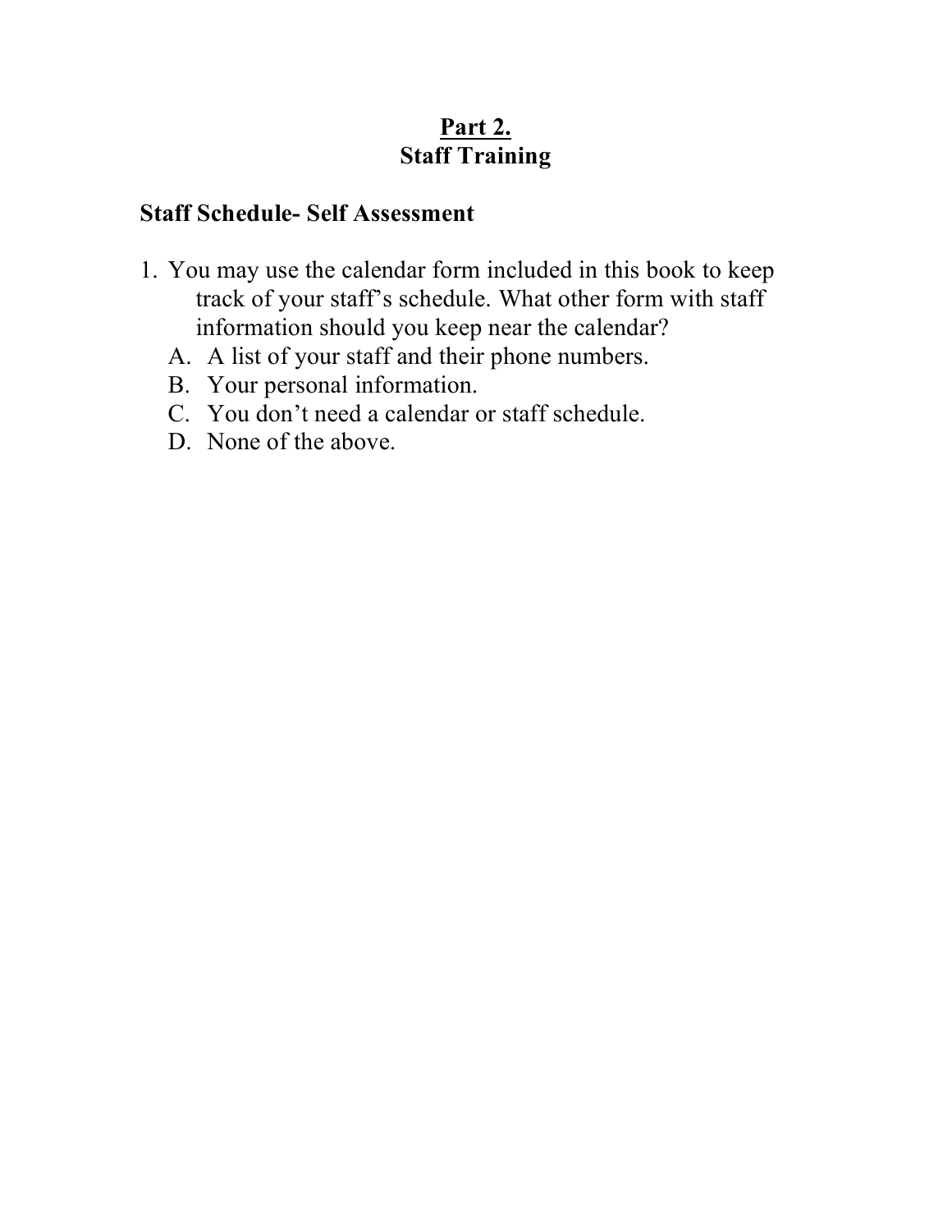## Part 2.
## Staff Training

### Staff Schedule- Self Assessment

1. You may use the calendar form included in this book to keep track of your staff's schedule. What other form with staff information should you keep near the calendar?
   A. A list of your staff and their phone numbers.
   B. Your personal information.
   C. You don't need a calendar or staff schedule.
   D. None of the above.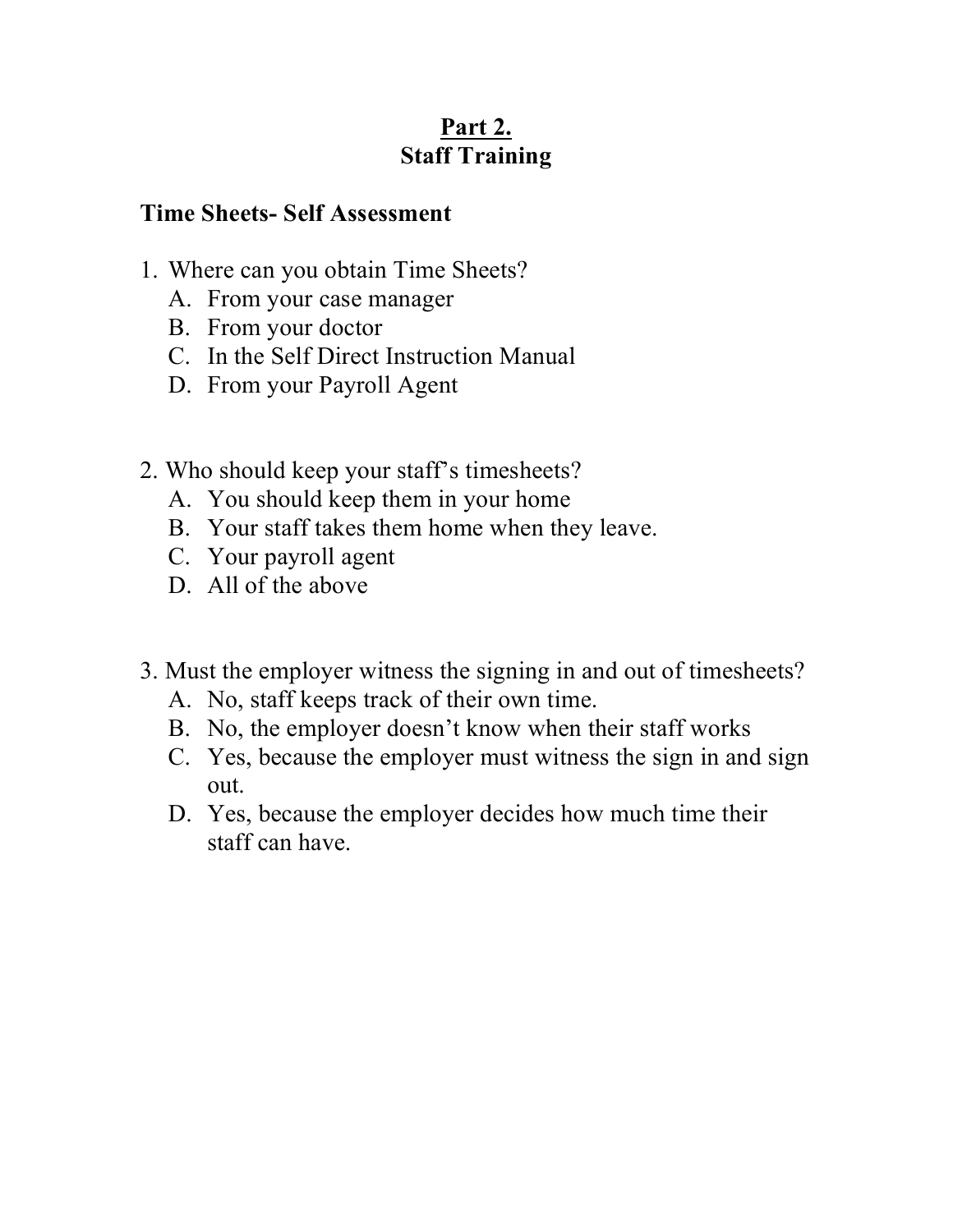# Part 2.
## Staff Training

**Time Sheets- Self Assessment**

1. Where can you obtain Time Sheets?
   - A. From your case manager
   - B. From your doctor
   - C. In the Self Direct Instruction Manual
   - D. From your Payroll Agent

2. Who should keep your staff's timesheets?
   - A. You should keep them in your home
   - B. Your staff takes them home when they leave.
   - C. Your payroll agent
   - D. All of the above

3. Must the employer witness the signing in and out of timesheets?
   - A. No, staff keeps track of their own time.
   - B. No, the employer doesn't know when their staff works
   - C. Yes, because the employer must witness the sign in and sign out.
   - D. Yes, because the employer decides how much time their staff can have.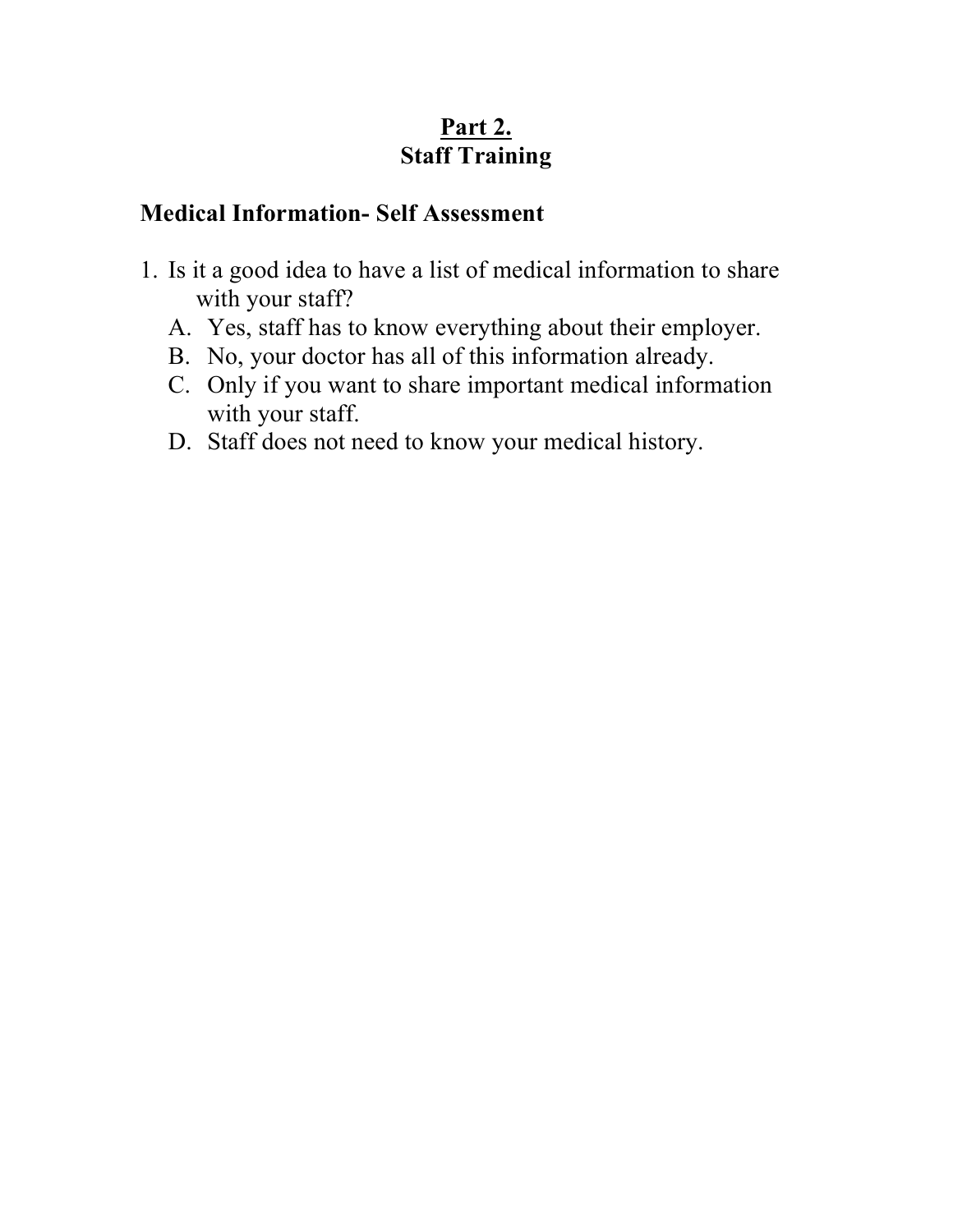# Part 2.
# Staff Training

## Medical Information- Self Assessment

1. Is it a good idea to have a list of medical information to share with your staff?
   A. Yes, staff has to know everything about their employer.
   B. No, your doctor has all of this information already.
   C. Only if you want to share important medical information with your staff.
   D. Staff does not need to know your medical history.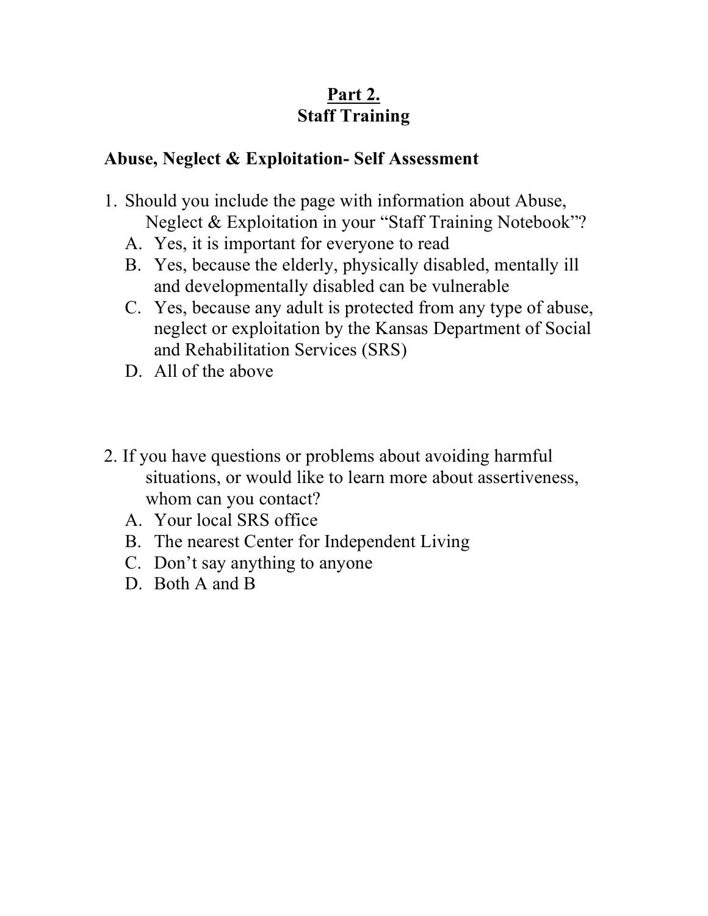## Part 2.
## Staff Training

### Abuse, Neglect & Exploitation- Self Assessment

1. Should you include the page with information about Abuse, Neglect & Exploitation in your "Staff Training Notebook"?
   A. Yes, it is important for everyone to read
   B. Yes, because the elderly, physically disabled, mentally ill and developmentally disabled can be vulnerable
   C. Yes, because any adult is protected from any type of abuse, neglect or exploitation by the Kansas Department of Social and Rehabilitation Services (SRS)
   D. All of the above

2. If you have questions or problems about avoiding harmful situations, or would like to learn more about assertiveness, whom can you contact?
   A. Your local SRS office
   B. The nearest Center for Independent Living
   C. Don't say anything to anyone
   D. Both A and B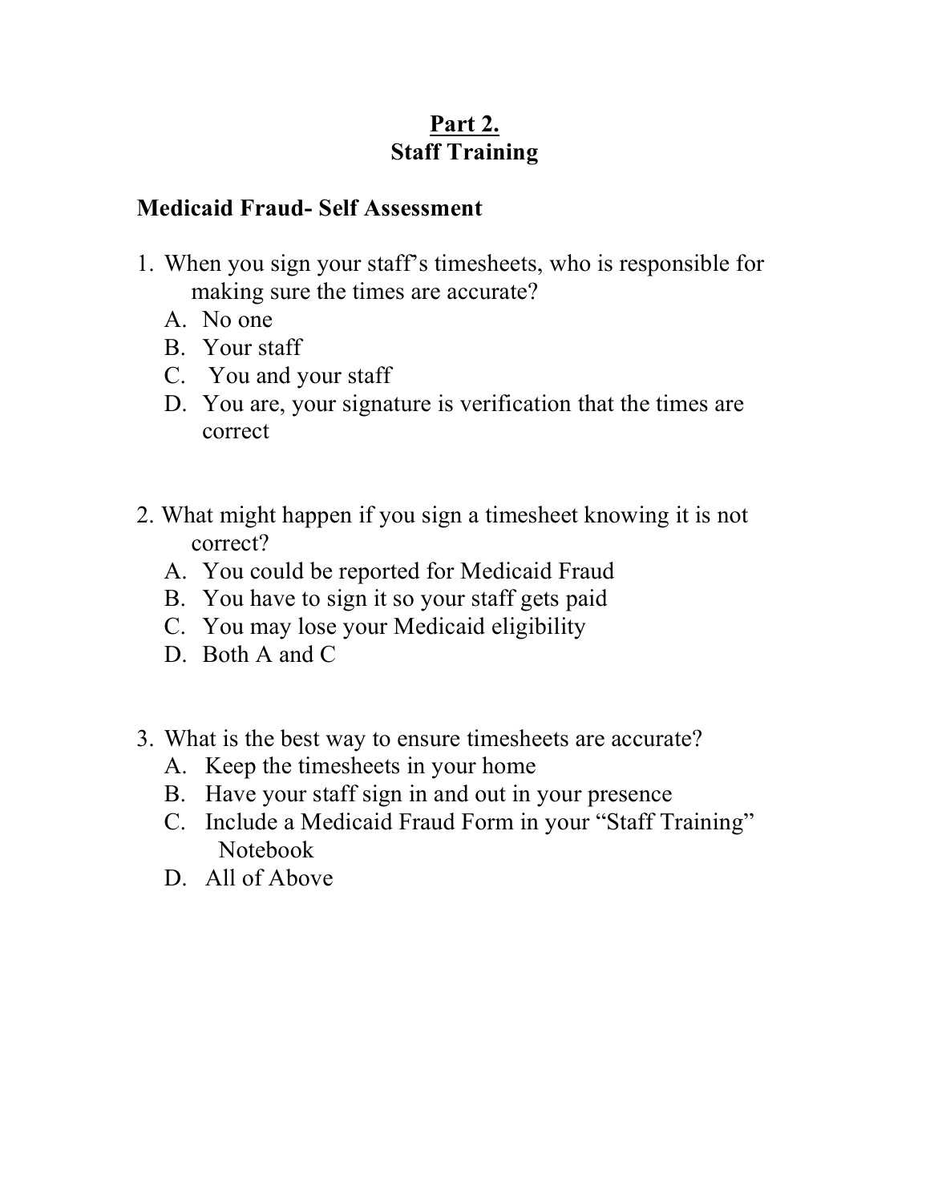## Part 2.
## Staff Training

**Medicaid Fraud- Self Assessment**

1. When you sign your staff's timesheets, who is responsible for making sure the times are accurate?
   A. No one
   B. Your staff
   C. You and your staff
   D. You are, your signature is verification that the times are correct

2. What might happen if you sign a timesheet knowing it is not correct?
   A. You could be reported for Medicaid Fraud
   B. You have to sign it so your staff gets paid
   C. You may lose your Medicaid eligibility
   D. Both A and C

3. What is the best way to ensure timesheets are accurate?
   A. Keep the timesheets in your home
   B. Have your staff sign in and out in your presence
   C. Include a Medicaid Fraud Form in your "Staff Training" Notebook
   D. All of Above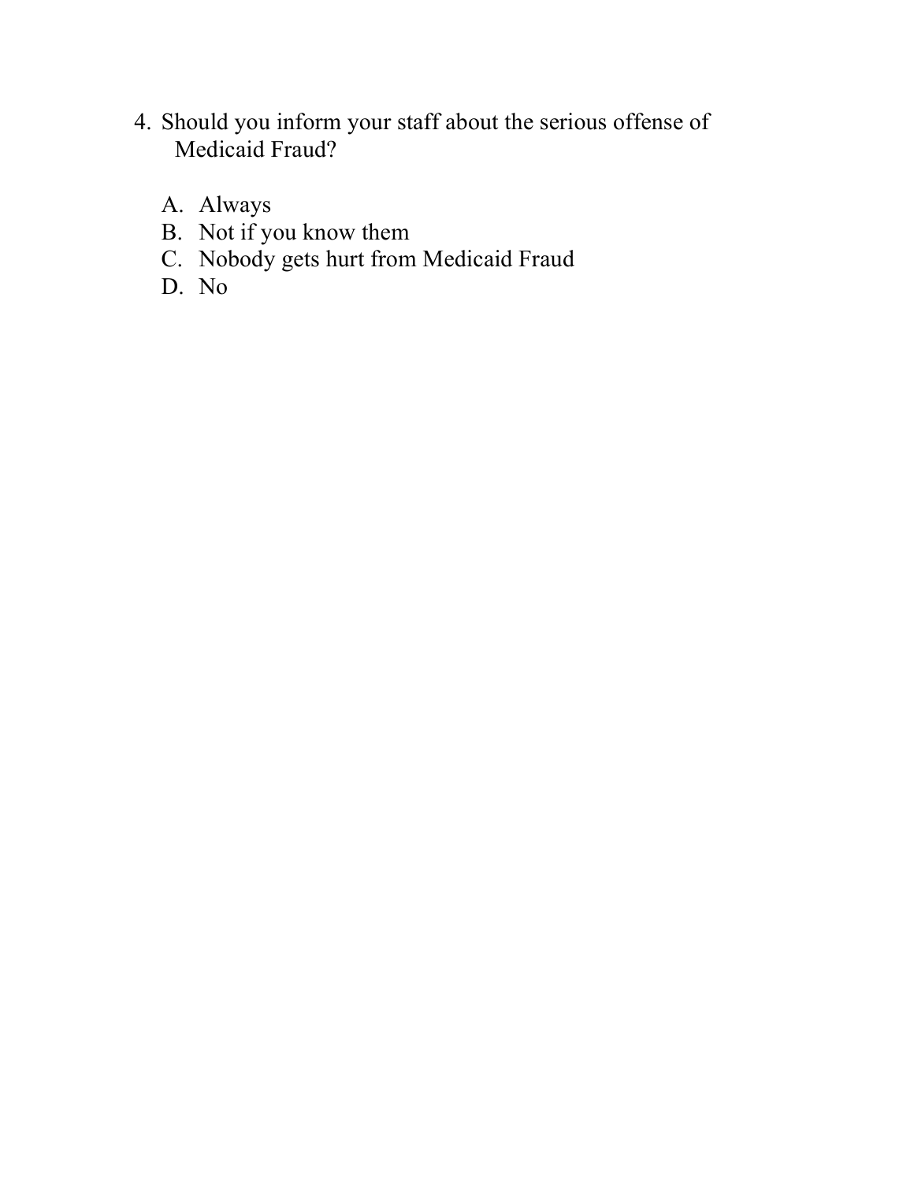4. Should you inform your staff about the serious offense of Medicaid Fraud?

   A. Always
   B. Not if you know them
   C. Nobody gets hurt from Medicaid Fraud
   D. No